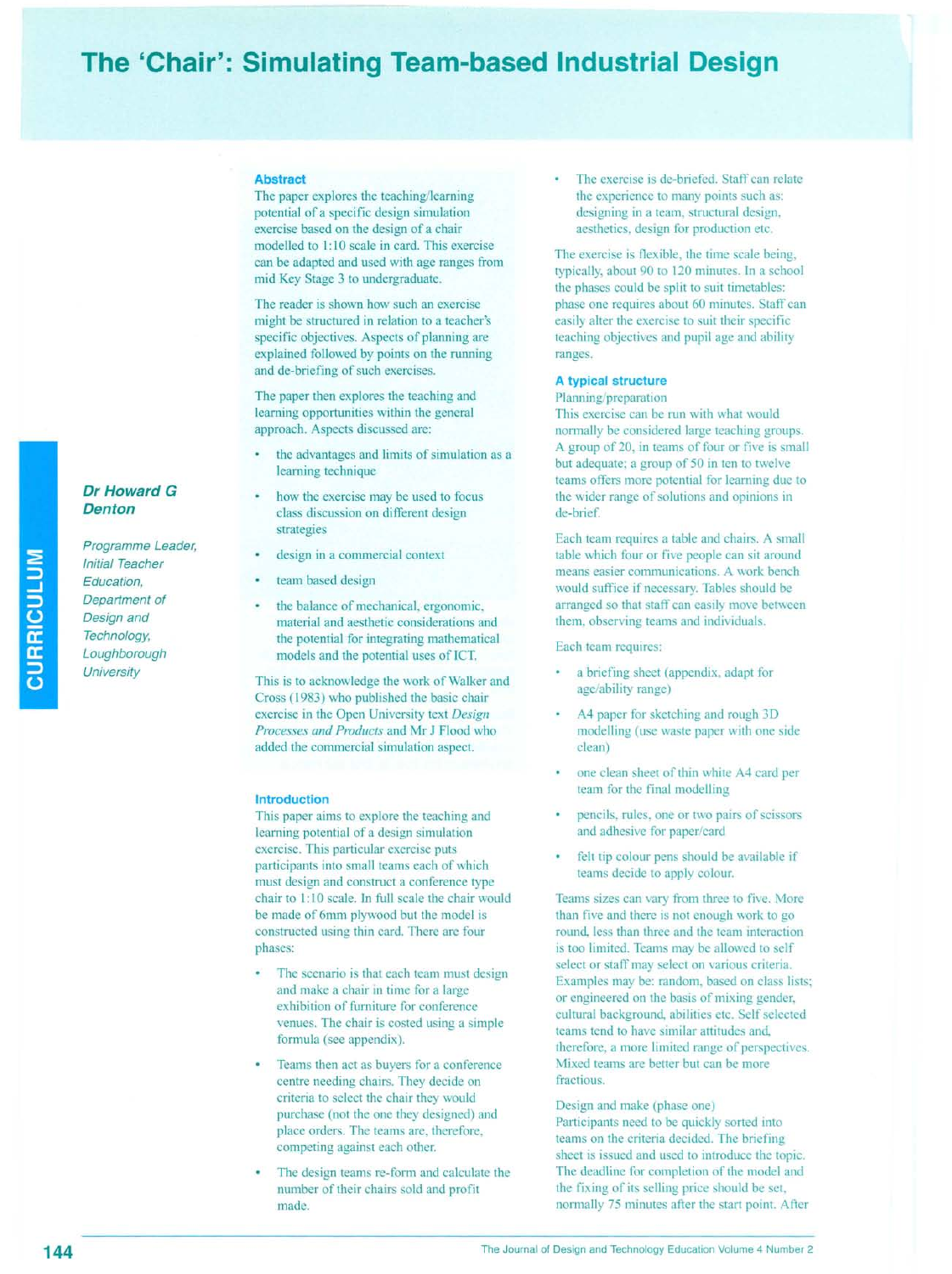# The 'Chair': Simulating Team-based Industrial Design

***Dr Howard G Denton***

*Programme Leader, Initial Teacher Education, Department of Design and Technology, Loughborough University*

## Abstract

The paper explores the teaching/learning potential of a specific design simulation exercise based on the design of a chair modelled to 1:10 scale in card. This exercise can be adapted and used with age ranges from mid Key Stage 3 to undergraduate.

The reader is shown how such an exercise might be structured in relation to a teacher's specific objectives. Aspects of planning are explained followed by points on the running and de-briefing of such exercises.

The paper then explores the teaching and learning opportunities within the general approach. Aspects discussed are:

- the advantages and limits of simulation as a learning technique
- how the exercise may be used to focus class discussion on different design strategies
- design in a commercial context
- team based design
- the balance of mechanical, ergonomic, material and aesthetic considerations and the potential for integrating mathematical models and the potential uses of ICT.

This is to acknowledge the work of Walker and Cross (1983) who published the basic chair exercise in the Open University text *Design Processes and Products* and Mr J Flood who added the commercial simulation aspect.

## Introduction

This paper aims to explore the teaching and learning potential of a design simulation exercise. This particular exercise puts participants into small teams each of which must design and construct a conference type chair to 1:10 scale. In full scale the chair would be made of 6mm plywood but the model is constructed using thin card. There are four phases:

- The scenario is that each team must design and make a chair in time for a large exhibition of furniture for conference venues. The chair is costed using a simple formula (see appendix).
- Teams then act as buyers for a conference centre needing chairs. They decide on criteria to select the chair they would purchase (not the one they designed) and place orders. The teams are, therefore, competing against each other.
- The design teams re-form and calculate the number of their chairs sold and profit made.
- The exercise is de-briefed. Staff can relate the experience to many points such as: designing in a team, structural design, aesthetics, design for production etc.

The exercise is flexible, the time scale being, typically, about 90 to 120 minutes. In a school the phases could be split to suit timetables: phase one requires about 60 minutes. Staff can easily alter the exercise to suit their specific teaching objectives and pupil age and ability ranges.

### A typical structure

Planning/preparation

This exercise can be run with what would normally be considered large teaching groups. A group of 20, in teams of four or five is small but adequate; a group of 50 in ten to twelve teams offers more potential for learning due to the wider range of solutions and opinions in de-brief.

Each team requires a table and chairs. A small table which four or five people can sit around means easier communications. A work bench would suffice if necessary. Tables should be arranged so that staff can easily move between them, observing teams and individuals.

Each team requires:

- a briefing sheet (appendix, adapt for age/ability range)
- A4 paper for sketching and rough 3D modelling (use waste paper with one side clean)
- one clean sheet of thin white A4 card per team for the final modelling
- pencils, rules, one or two pairs of scissors and adhesive for paper/card
- felt tip colour pens should be available if teams decide to apply colour.

Teams sizes can vary from three to five. More than five and there is not enough work to go round, less than three and the team interaction is too limited. Teams may be allowed to self select or staff may select on various criteria. Examples may be: random, based on class lists; or engineered on the basis of mixing gender, cultural background, abilities etc. Self selected teams tend to have similar attitudes and, therefore, a more limited range of perspectives. Mixed teams are better but can be more fractious.

Design and make (phase one)

Participants need to be quickly sorted into teams on the criteria decided. The briefing sheet is issued and used to introduce the topic. The deadline for completion of the model and the fixing of its selling price should be set, normally 75 minutes after the start point. After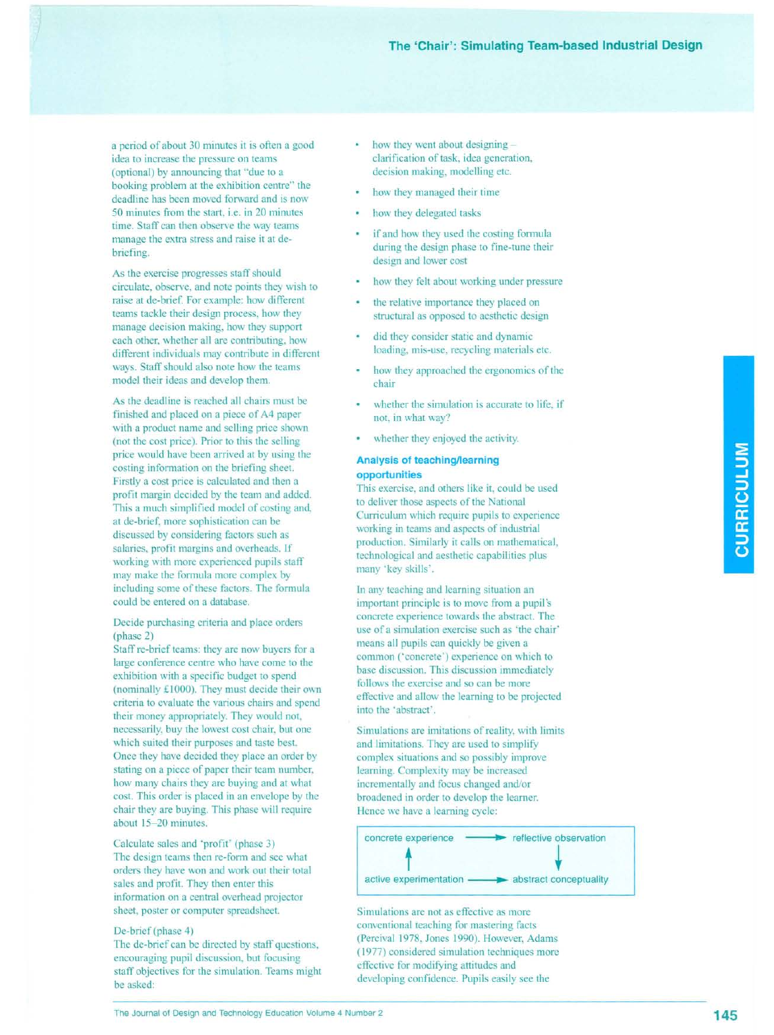a period of about 30 minutes it is often a good idea to increase the pressure on teams (optional) by announcing that "due to a booking problem at the exhibition centre" the deadline has been moved forward and is now 50 minutes from the start, i.e. in 20 minutes time. Staff can then observe the way teams manage the extra stress and raise it at de-briefing.

As the exercise progresses staff should circulate, observe, and note points they wish to raise at de-brief. For example: how different teams tackle their design process, how they manage decision making, how they support each other, whether all are contributing, how different individuals may contribute in different ways. Staff should also note how the teams model their ideas and develop them.

As the deadline is reached all chairs must be finished and placed on a piece of A4 paper with a product name and selling price shown (not the cost price). Prior to this the selling price would have been arrived at by using the costing information on the briefing sheet. Firstly a cost price is calculated and then a profit margin decided by the team and added. This a much simplified model of costing and, at de-brief, more sophistication can be discussed by considering factors such as salaries, profit margins and overheads. If working with more experienced pupils staff may make the formula more complex by including some of these factors. The formula could be entered on a database.

Decide purchasing criteria and place orders (phase 2)
Staff re-brief teams: they are now buyers for a large conference centre who have come to the exhibition with a specific budget to spend (nominally £1000). They must decide their own criteria to evaluate the various chairs and spend their money appropriately. They would not, necessarily, buy the lowest cost chair, but one which suited their purposes and taste best. Once they have decided they place an order by stating on a piece of paper their team number, how many chairs they are buying and at what cost. This order is placed in an envelope by the chair they are buying. This phase will require about 15–20 minutes.

Calculate sales and 'profit' (phase 3)
The design teams then re-form and see what orders they have won and work out their total sales and profit. They then enter this information on a central overhead projector sheet, poster or computer spreadsheet.

De-brief (phase 4)
The de-brief can be directed by staff questions, encouraging pupil discussion, but focusing staff objectives for the simulation. Teams might be asked:

- how they went about designing – clarification of task, idea generation, decision making, modelling etc.
- how they managed their time
- how they delegated tasks
- if and how they used the costing formula during the design phase to fine-tune their design and lower cost
- how they felt about working under pressure
- the relative importance they placed on structural as opposed to aesthetic design
- did they consider static and dynamic loading, mis-use, recycling materials etc.
- how they approached the ergonomics of the chair
- whether the simulation is accurate to life, if not, in what way?
- whether they enjoyed the activity.

### Analysis of teaching/learning opportunities

This exercise, and others like it, could be used to deliver those aspects of the National Curriculum which require pupils to experience working in teams and aspects of industrial production. Similarly it calls on mathematical, technological and aesthetic capabilities plus many 'key skills'.

In any teaching and learning situation an important principle is to move from a pupil's concrete experience towards the abstract. The use of a simulation exercise such as 'the chair' means all pupils can quickly be given a common ('concrete') experience on which to base discussion. This discussion immediately follows the exercise and so can be more effective and allow the learning to be projected into the 'abstract'.

Simulations are imitations of reality, with limits and limitations. They are used to simplify complex situations and so possibly improve learning. Complexity may be increased incrementally and focus changed and/or broadened in order to develop the learner. Hence we have a learning cycle:

| concrete experience | → | reflective observation |
|---|---|---|
| ↑ | | ↓ |
| active experimentation | → | abstract conceptuality |

Simulations are not as effective as more conventional teaching for mastering facts (Percival 1978, Jones 1990). However, Adams (1977) considered simulation techniques more effective for modifying attitudes and developing confidence. Pupils easily see the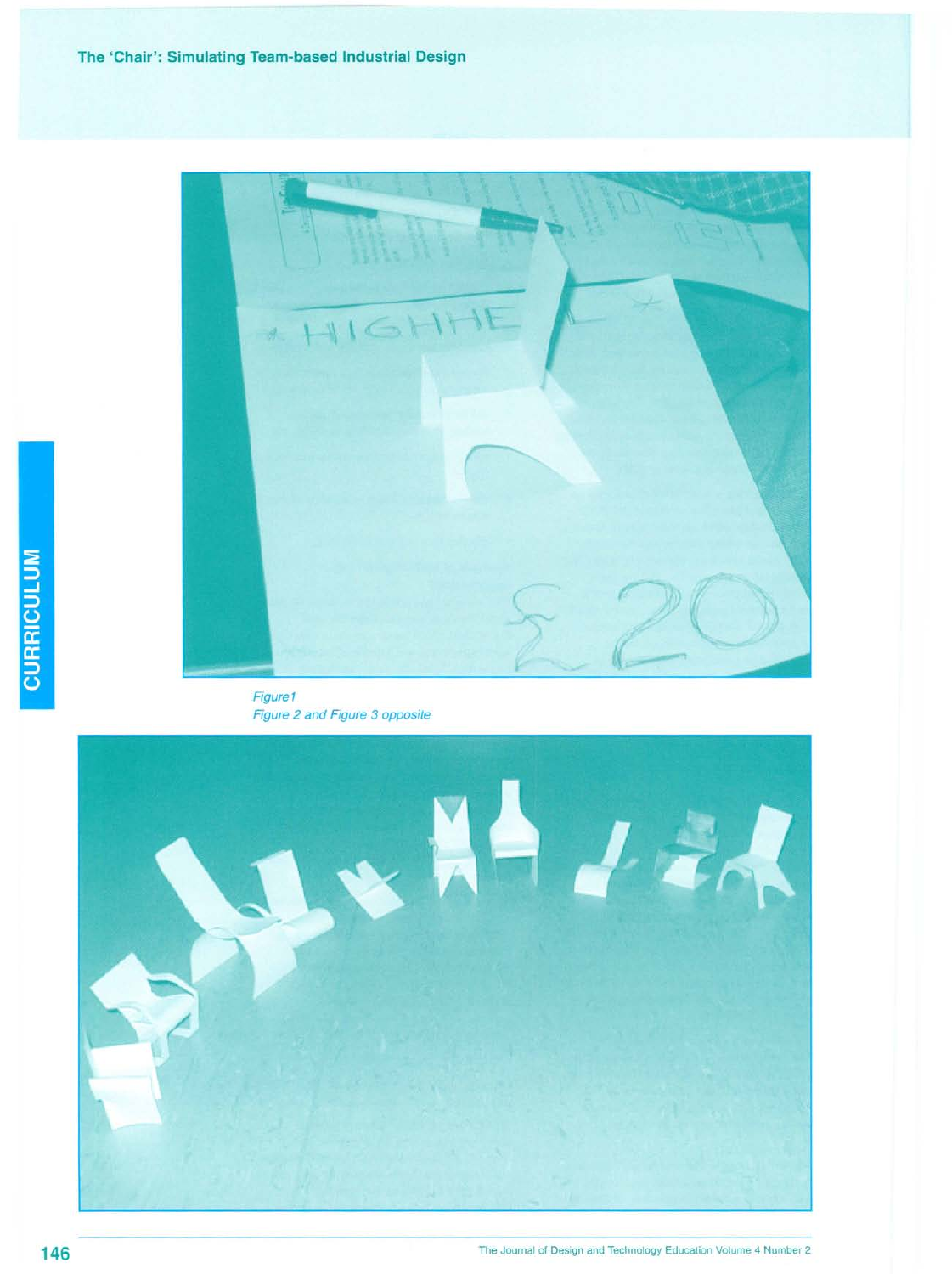Figure1

Figure 2 and Figure 3 opposite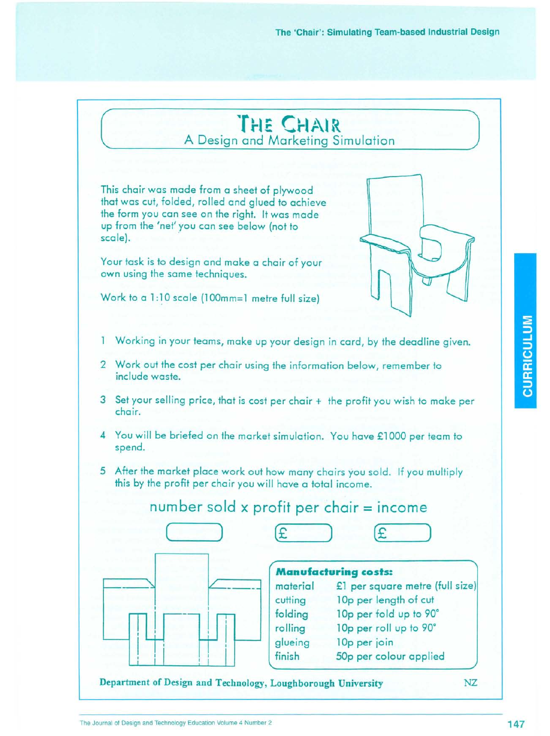# The Chair

A Design and Marketing Simulation

This chair was made from a sheet of plywood that was cut, folded, rolled and glued to achieve the form you can see on the right. It was made up from the 'net' you can see below (not to scale).

Your task is to design and make a chair of your own using the same techniques.

Work to a 1:10 scale (100mm=1 metre full size)

1. Working in your teams, make up your design in card, by the deadline given.
2. Work out the cost per chair using the information below, remember to include waste.
3. Set your selling price, that is cost per chair + the profit you wish to make per chair.
4. You will be briefed on the market simulation. You have £1000 per team to spend.
5. After the market place work out how many chairs you sold. If you multiply this by the profit per chair you will have a total income.

number sold x profit per chair = income

[ ] [£ ] [£ ]

**Manufacturing costs:**

| | |
|---|---|
| material | £1 per square metre (full size) |
| cutting | 10p per length of cut |
| folding | 10p per fold up to 90° |
| rolling | 10p per roll up to 90° |
| glueing | 10p per join |
| finish | 50p per colour applied |

**Department of Design and Technology, Loughborough University** NZ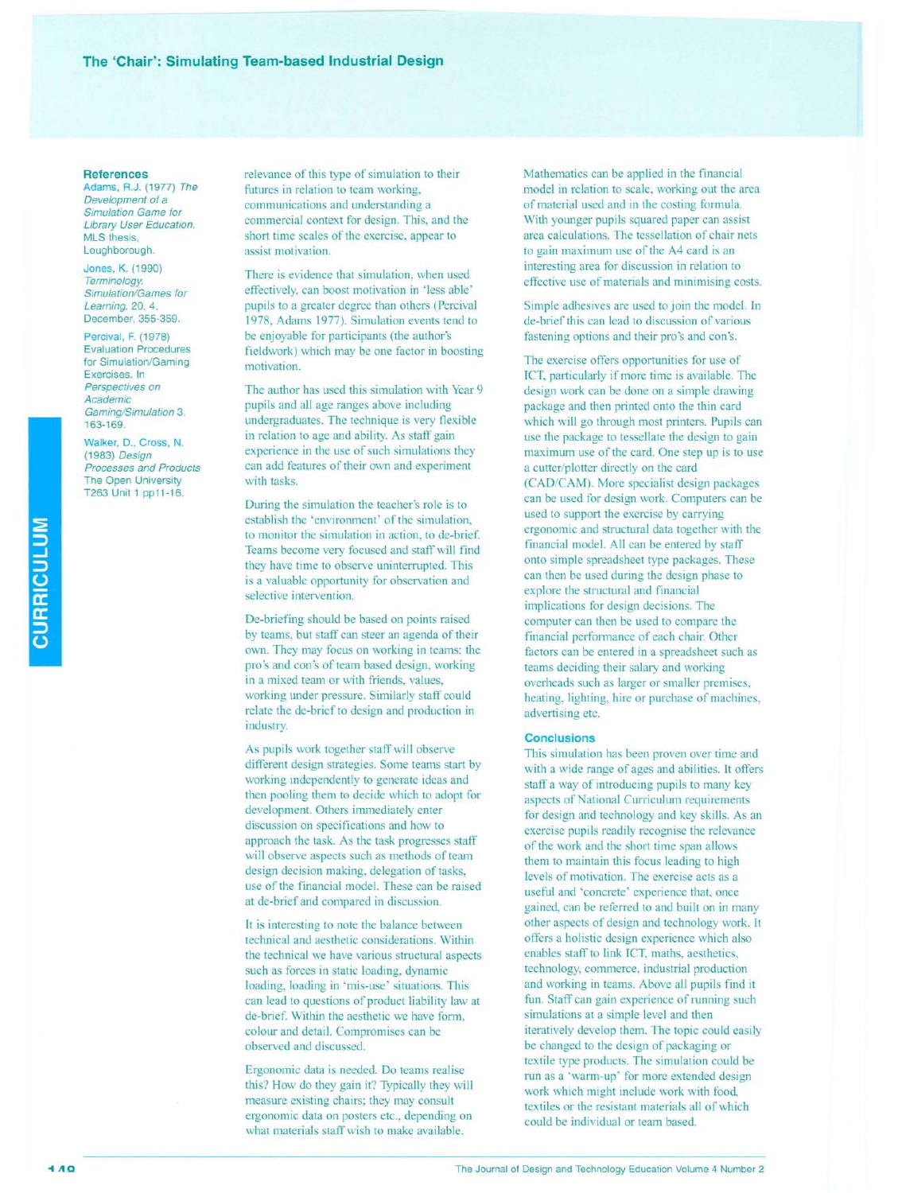relevance of this type of simulation to their futures in relation to team working, communications and understanding a commercial context for design. This, and the short time scales of the exercise, appear to assist motivation.

There is evidence that simulation, when used effectively, can boost motivation in 'less able' pupils to a greater degree than others (Percival 1978, Adams 1977). Simulation events tend to be enjoyable for participants (the author's fieldwork) which may be one factor in boosting motivation.

The author has used this simulation with Year 9 pupils and all age ranges above including undergraduates. The technique is very flexible in relation to age and ability. As staff gain experience in the use of such simulations they can add features of their own and experiment with tasks.

During the simulation the teacher's role is to establish the 'environment' of the simulation, to monitor the simulation in action, to de-brief. Teams become very focused and staff will find they have time to observe uninterrupted. This is a valuable opportunity for observation and selective intervention.

De-briefing should be based on points raised by teams, but staff can steer an agenda of their own. They may focus on working in teams: the pro's and con's of team based design, working in a mixed team or with friends, values, working under pressure. Similarly staff could relate the de-brief to design and production in industry.

As pupils work together staff will observe different design strategies. Some teams start by working independently to generate ideas and then pooling them to decide which to adopt for development. Others immediately enter discussion on specifications and how to approach the task. As the task progresses staff will observe aspects such as methods of team design decision making, delegation of tasks, use of the financial model. These can be raised at de-brief and compared in discussion.

It is interesting to note the balance between technical and aesthetic considerations. Within the technical we have various structural aspects such as forces in static loading, dynamic loading, loading in 'mis-use' situations. This can lead to questions of product liability law at de-brief. Within the aesthetic we have form, colour and detail. Compromises can be observed and discussed.

Ergonomic data is needed. Do teams realise this? How do they gain it? Typically they will measure existing chairs; they may consult ergonomic data on posters etc., depending on what materials staff wish to make available.

Mathematics can be applied in the financial model in relation to scale, working out the area of material used and in the costing formula. With younger pupils squared paper can assist area calculations. The tessellation of chair nets to gain maximum use of the A4 card is an interesting area for discussion in relation to effective use of materials and minimising costs.

Simple adhesives are used to join the model. In de-brief this can lead to discussion of various fastening options and their pro's and con's.

The exercise offers opportunities for use of ICT, particularly if more time is available. The design work can be done on a simple drawing package and then printed onto the thin card which will go through most printers. Pupils can use the package to tessellate the design to gain maximum use of the card. One step up is to use a cutter/plotter directly on the card (CAD/CAM). More specialist design packages can be used for design work. Computers can be used to support the exercise by carrying ergonomic and structural data together with the financial model. All can be entered by staff onto simple spreadsheet type packages. These can then be used during the design phase to explore the structural and financial implications for design decisions. The computer can then be used to compare the financial performance of each chair. Other factors can be entered in a spreadsheet such as teams deciding their salary and working overheads such as larger or smaller premises, heating, lighting, hire or purchase of machines, advertising etc.

## Conclusions

This simulation has been proven over time and with a wide range of ages and abilities. It offers staff a way of introducing pupils to many key aspects of National Curriculum requirements for design and technology and key skills. As an exercise pupils readily recognise the relevance of the work and the short time span allows them to maintain this focus leading to high levels of motivation. The exercise acts as a useful and 'concrete' experience that, once gained, can be referred to and built on in many other aspects of design and technology work. It offers a holistic design experience which also enables staff to link ICT, maths, aesthetics, technology, commerce, industrial production and working in teams. Above all pupils find it fun. Staff can gain experience of running such simulations at a simple level and then iteratively develop them. The topic could easily be changed to the design of packaging or textile type products. The simulation could be run as a 'warm-up' for more extended design work which might include work with food, textiles or the resistant materials all of which could be individual or team based.

## References

Adams, R.J. (1977) *The Development of a Simulation Game for Library User Education.* MLS thesis, Loughborough.

Jones, K. (1990) *Terminology. Simulation/Games for Learning.* 20, 4, December, 355-359.

Percival, F. (1978) Evaluation Procedures for Simulation/Gaming Exercises. In *Perspectives on Academic Gaming/Simulation* 3. 163-169.

Walker, D., Cross, N. (1983) *Design Processes and Products* The Open University T263 Unit 1 pp11-16.